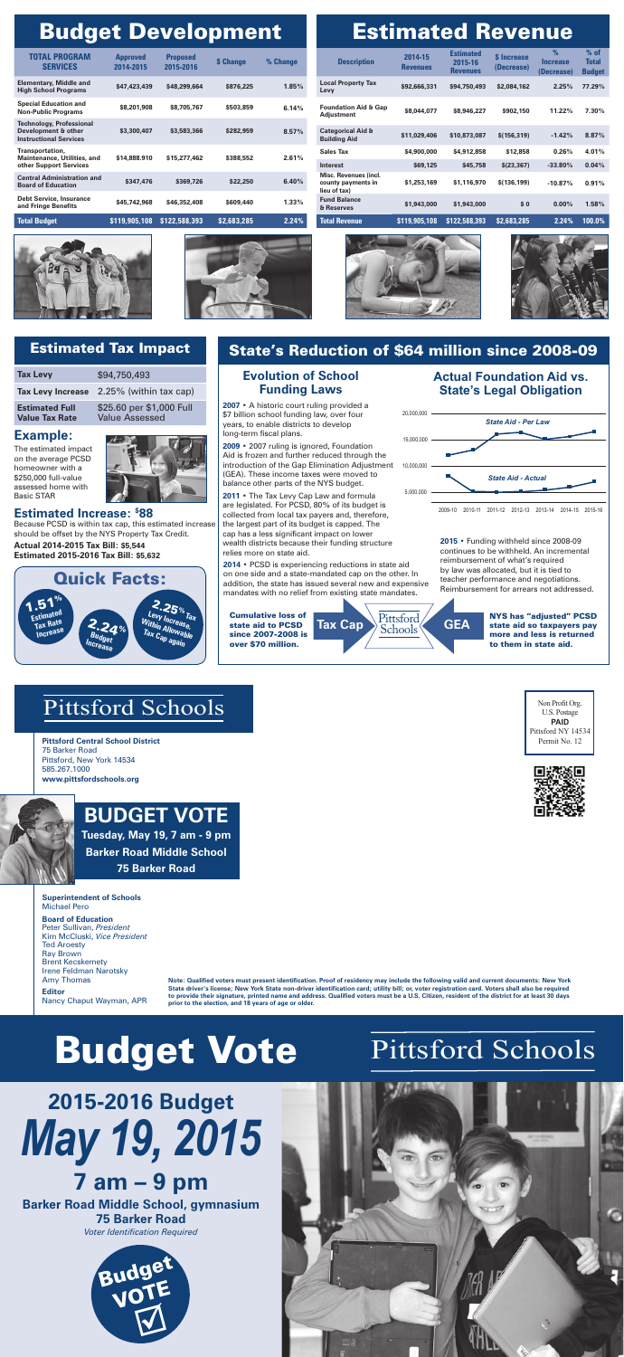# Budget Development

| TOTAL PROGRAM SERVICES | Approved 2014-2015 | Proposed 2015-2016 | $ Change | % Change |
|---|---|---|---|---|
| Elementary, Middle and High School Programs | $47,423,439 | $48,299,664 | $876,225 | 1.85% |
| Special Education and Non-Public Programs | $8,201,908 | $8,705,767 | $503,859 | 6.14% |
| Technology, Professional Development & other Instructional Services | $3,300,407 | $3,583,366 | $282,959 | 8.57% |
| Transportation, Maintenance, Utilities, and other Support Services | $14,888,910 | $15,277,462 | $388,552 | 2.61% |
| Central Administration and Board of Education | $347,476 | $369,726 | $22,250 | 6.40% |
| Debt Service, Insurance and Fringe Benefits | $45,742,968 | $46,352,408 | $609,440 | 1.33% |
| Total Budget | $119,905,108 | $122,588,393 | $2,683,285 | 2.24% |

# Estimated Revenue

| Description | 2014-15 Revenues | Estimated 2015-16 Revenues | $ Increase (Decrease) | % Increase (Decrease) | % of Total Budget |
|---|---|---|---|---|---|
| Local Property Tax Levy | $92,666,331 | $94,750,493 | $2,084,162 | 2.25% | 77.29% |
| Foundation Aid & Gap Adjustment | $8,044,077 | $8,946,227 | $902,150 | 11.22% | 7.30% |
| Categorical Aid & Building Aid | $11,029,406 | $10,873,087 | $(156,319) | -1.42% | 8.87% |
| Sales Tax | $4,900,000 | $4,912,858 | $12,858 | 0.26% | 4.01% |
| Interest | $69,125 | $45,758 | $(23,367) | -33.80% | 0.04% |
| Misc. Revenues (incl. county payments in lieu of tax) | $1,253,169 | $1,116,970 | $(136,199) | -10.87% | 0.91% |
| Fund Balance & Reserves | $1,943,000 | $1,943,000 | $ 0 | 0.00% | 1.58% |
| Total Revenue | $119,905,108 | $122,588,393 | $2,683,285 | 2.24% | 100.0% |

## Estimated Tax Impact

| | |
|---|---|
| Tax Levy | $94,750,493 |
| Tax Levy Increase | 2.25% (within tax cap) |
| Estimated Full Value Tax Rate | $25.60 per $1,000 Full Value Assessed |

### Example:

The estimated impact on the average PCSD homeowner with a $250,000 full-value assessed home with Basic STAR

### Estimated Increase: $88

Because PCSD is within tax cap, this estimated increase should be offset by the NYS Property Tax Credit.

**Actual 2014-2015 Tax Bill: $5,544**
**Estimated 2015-2016 Tax Bill: $5,632**

## Quick Facts:

- 1.51% Estimated Tax Rate Increase
- 2.24% Budget Increase
- 2.25% Tax Levy Increase, Within Allowable Tax Cap again

## State's Reduction of $64 million since 2008-09

### Evolution of School Funding Laws

**2007** • A historic court ruling provided a $7 billion school funding law, over four years, to enable districts to develop long-term fiscal plans.

**2009** • 2007 ruling is ignored, Foundation Aid is frozen and further reduced through the introduction of the Gap Elimination Adjustment (GEA). These income taxes were moved to balance other parts of the NYS budget.

**2011** • The Tax Levy Cap Law and formula are legislated. For PCSD, 80% of its budget is collected from local tax payers and, therefore, the largest part of its budget is capped. The cap has a less significant impact on lower wealth districts because their funding structure relies more on state aid.

**2014** • PCSD is experiencing reductions in state aid on one side and a state-mandated cap on the other. In addition, the state has issued several new and expensive mandates with no relief from existing state mandates.

### Actual Foundation Aid vs. State's Legal Obligation

(Chart: State Aid - Per Law vs. State Aid - Actual, 2009-10 to 2015-16; y-axis 5,000,000 to 20,000,000)

**2015** • Funding withheld since 2008-09 continues to be withheld. An incremental reimbursement of what's required by law was allocated, but it is tied to teacher performance and negotiations. Reimbursement for arrears not addressed.

**Cumulative loss of state aid to PCSD since 2007-2008 is over $70 million.**

Tax Cap — Pittsford Schools — GEA

**NYS has "adjusted" PCSD state aid so taxpayers pay more and less is returned to them in state aid.**

# Pittsford Schools

**Pittsford Central School District**
75 Barker Road
Pittsford, New York 14534
585.267.1000
www.pittsfordschools.org

Non Profit Org.
U.S. Postage
**PAID**
Pittsford NY 14534
Permit No. 12

## BUDGET VOTE

**Tuesday, May 19, 7 am - 9 pm**
**Barker Road Middle School**
**75 Barker Road**

**Superintendent of Schools**
Michael Pero

**Board of Education**
Peter Sullivan, *President*
Kim McCluski, *Vice President*
Ted Aroesty
Ray Brown
Brent Kecskemety
Irene Feldman Narotsky
Amy Thomas

**Editor**
Nancy Chaput Wayman, APR

**Note: Qualified voters must present identification. Proof of residency may include the following valid and current documents: New York State driver's license; New York State non-driver identification card; utility bill; or, voter registration card. Voters shall also be required to provide their signature, printed name and address. Qualified voters must be a U.S. Citizen, resident of the district for at least 30 days prior to the election, and 18 years of age or older.**

# Budget Vote

# Pittsford Schools

## 2015-2016 Budget

# *May 19, 2015*

## 7 am – 9 pm

**Barker Road Middle School, gymnasium**
**75 Barker Road**
*Voter Identification Required*

Budget VOTE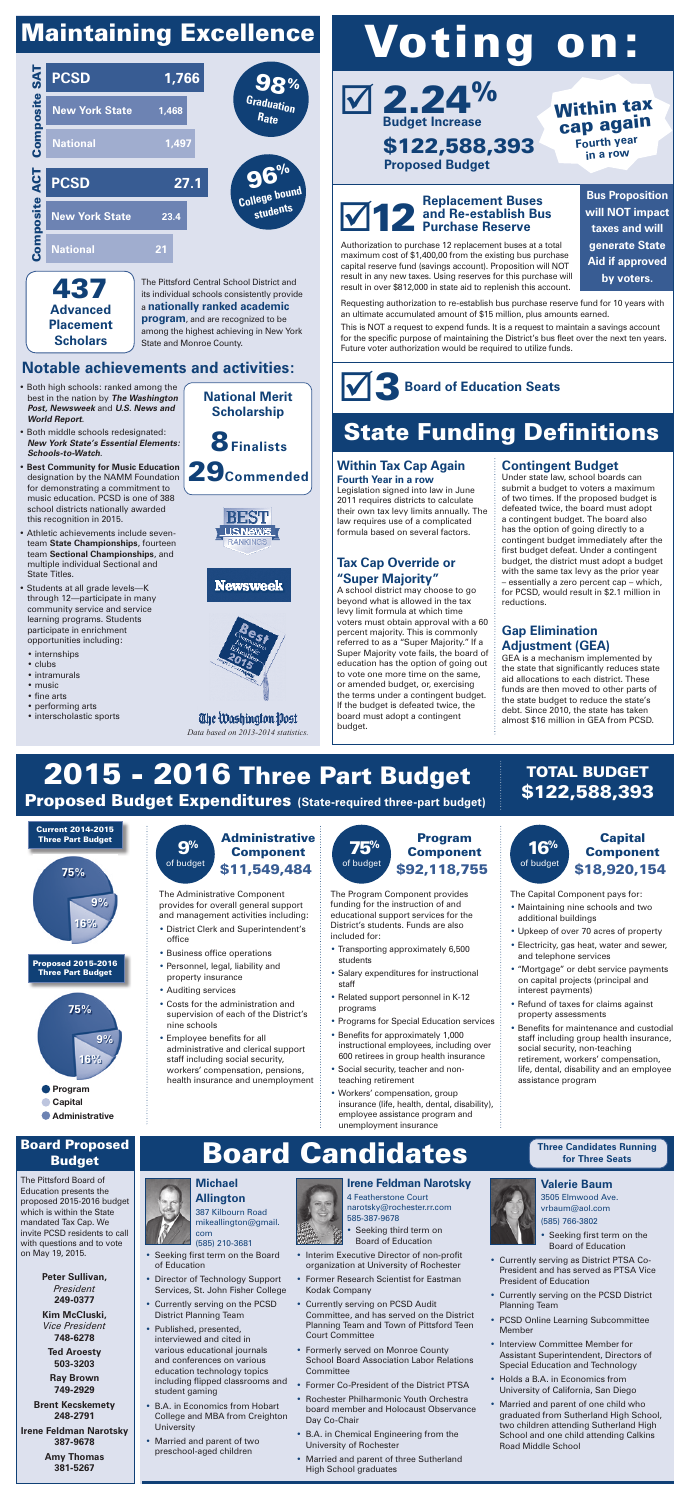# Maintaining Excellence

Composite SAT

| | |
|---|---|
| PCSD | 1,766 |
| New York State | 1,468 |
| National | 1,497 |

Composite ACT

| | |
|---|---|
| PCSD | 27.1 |
| New York State | 23.4 |
| National | 21 |

**98%** Graduation Rate

**96%** College bound students

**437** Advanced Placement Scholars

The Pittsford Central School District and its individual schools consistently provide a **nationally ranked academic program**, and are recognized to be among the highest achieving in New York State and Monroe County.

## Notable achievements and activities:

- Both high schools: ranked among the best in the nation by ***The Washington Post, Newsweek*** and ***U.S. News and World Report***.
- Both middle schools redesignated: ***New York State's Essential Elements: Schools-to-Watch***.
- **Best Community for Music Education** designation by the NAMM Foundation for demonstrating a commitment to music education. PCSD is one of 388 school districts nationally awarded this recognition in 2015.
- Athletic achievements include seventeen team **State Championships**, fourteen team **Sectional Championships**, and multiple individual Sectional and State Titles.
- Students at all grade levels—K through 12—participate in many community service and service learning programs. Students participate in enrichment opportunities including:
  - internships
  - clubs
  - intramurals
  - music
  - fine arts
  - performing arts
  - interscholastic sports

**National Merit Scholarship**

**8** Finalists

**29** Commended

BEST US News RANKINGS

Newsweek

Best Communities for Music Education 2015

The Washington Post

*Data based on 2013-2014 statistics.*

# Voting on:

☑ **2.24%** Budget Increase

**$122,588,393** Proposed Budget

**Within tax cap again** Fourth year in a row

## ☑ 12 Replacement Buses and Re-establish Bus Purchase Reserve

Authorization to purchase 12 replacement buses at a total maximum cost of $1,400,00 from the existing bus purchase capital reserve fund (savings account). Proposition will NOT result in any new taxes. Using reserves for this purchase will result in over $812,000 in state aid to replenish this account.

**Bus Proposition will NOT impact taxes and will generate State Aid if approved by voters.**

Requesting authorization to re-establish bus purchase reserve fund for 10 years with an ultimate accumulated amount of $15 million, plus amounts earned.

This is NOT a request to expend funds. It is a request to maintain a savings account for the specific purpose of maintaining the District's bus fleet over the next ten years. Future voter authorization would be required to utilize funds.

## ☑ 3 Board of Education Seats

# State Funding Definitions

### Within Tax Cap Again
**Fourth Year in a row**

Legislation signed into law in June 2011 requires districts to calculate their own tax levy limits annually. The law requires use of a complicated formula based on several factors.

### Tax Cap Override or "Super Majority"

A school district may choose to go beyond what is allowed in the tax levy limit formula at which time voters must obtain approval with a 60 percent majority. This is commonly referred to as a "Super Majority." If a Super Majority vote fails, the board of education has the option of going out to vote one more time on the same, or amended budget, or exercising the terms under a contingent budget. If the budget is defeated twice, the board must adopt a contingent budget.

### Contingent Budget

Under state law, school boards can submit a budget to voters a maximum of two times. If the proposed budget is defeated twice, the board must adopt a contingent budget. The board also has the option of going directly to a contingent budget immediately after the first budget defeat. Under a contingent budget, the district must adopt a budget with the same tax levy as the prior year – essentially a zero percent cap – which, for PCSD, would result in $2.1 million in reductions.

### Gap Elimination Adjustment (GEA)

GEA is a mechanism implemented by the state that significantly reduces state aid allocations to each district. These funds are then moved to other parts of the state budget to reduce the state's debt. Since 2010, the state has taken almost $16 million in GEA from PCSD.

# 2015 - 2016 Three Part Budget

## Proposed Budget Expenditures (State-required three-part budget)

**TOTAL BUDGET $122,588,393**

Current 2014-2015 Three Part Budget

75%
9%
16%

Proposed 2015-2016 Three Part Budget

75%
9%
16%

Program
Capital
Administrative

### 9% of budget — Administrative Component $11,549,484

The Administrative Component provides for overall general support and management activities including:

- District Clerk and Superintendent's office
- Business office operations
- Personnel, legal, liability and property insurance
- Auditing services
- Costs for the administration and supervision of each of the District's nine schools
- Employee benefits for all administrative and clerical support staff including social security, workers' compensation, pensions, health insurance and unemployment

### 75% of budget — Program Component $92,118,755

The Program Component provides funding for the instruction of and educational support services for the District's students. Funds are also included for:

- Transporting approximately 6,500 students
- Salary expenditures for instructional staff
- Related support personnel in K-12 programs
- Programs for Special Education services
- Benefits for approximately 1,000 instructional employees, including over 600 retirees in group health insurance
- Social security, teacher and non-teaching retirement
- Workers' compensation, group insurance (life, health, dental, disability), employee assistance program and unemployment insurance

### 16% of budget — Capital Component $18,920,154

The Capital Component pays for:

- Maintaining nine schools and two additional buildings
- Upkeep of over 70 acres of property
- Electricity, gas heat, water and sewer, and telephone services
- "Mortgage" or debt service payments on capital projects (principal and interest payments)
- Refund of taxes for claims against property assessments
- Benefits for maintenance and custodial staff including group health insurance, social security, non-teaching retirement, workers' compensation, life, dental, disability and an employee assistance program

## Board Proposed Budget

The Pittsford Board of Education presents the proposed 2015-2016 budget which is within the State mandated Tax Cap. We invite PCSD residents to call with questions and to vote on May 19, 2015.

**Peter Sullivan,** *President* **249-0377**

**Kim McCluski,** *Vice President* **748-6278**

**Ted Aroesty** **503-3203**

**Ray Brown** **749-2929**

**Brent Kecskemety** **248-2791**

**Irene Feldman Narotsky** **387-9678**

**Amy Thomas** **381-5267**

# Board Candidates

**Three Candidates Running for Three Seats**

### Michael Allington

387 Kilbourn Road
mikeallington@gmail.com
(585) 210-3681

- Seeking first term on the Board of Education
- Director of Technology Support Services, St. John Fisher College
- Currently serving on the PCSD District Planning Team
- Published, presented, interviewed and cited in various educational journals and conferences on various education technology topics including flipped classrooms and student gaming
- B.A. in Economics from Hobart College and MBA from Creighton University
- Married and parent of two preschool-aged children

### Irene Feldman Narotsky

4 Featherstone Court
narotsky@rochester.rr.com
585-387-9678

- Seeking third term on Board of Education
- Interim Executive Director of non-profit organization at University of Rochester
- Former Research Scientist for Eastman Kodak Company
- Currently serving on PCSD Audit Committee, and has served on the District Planning Team and Town of Pittsford Teen Court Committee
- Formerly served on Monroe County School Board Association Labor Relations Committee
- Former Co-President of the District PTSA
- Rochester Philharmonic Youth Orchestra board member and Holocaust Observance Day Co-Chair
- B.A. in Chemical Engineering from the University of Rochester
- Married and parent of three Sutherland High School graduates

### Valerie Baum

3505 Elmwood Ave.
vrbaum@aol.com
(585) 766-3802

- Seeking first term on the Board of Education
- Currently serving as District PTSA Co-President and has served as PTSA Vice President of Education
- Currently serving on the PCSD District Planning Team
- PCSD Online Learning Subcommittee Member
- Interview Committee Member for Assistant Superintendent, Directors of Special Education and Technology
- Holds a B.A. in Economics from University of California, San Diego
- Married and parent of one child who graduated from Sutherland High School, two children attending Sutherland High School and one child attending Calkins Road Middle School